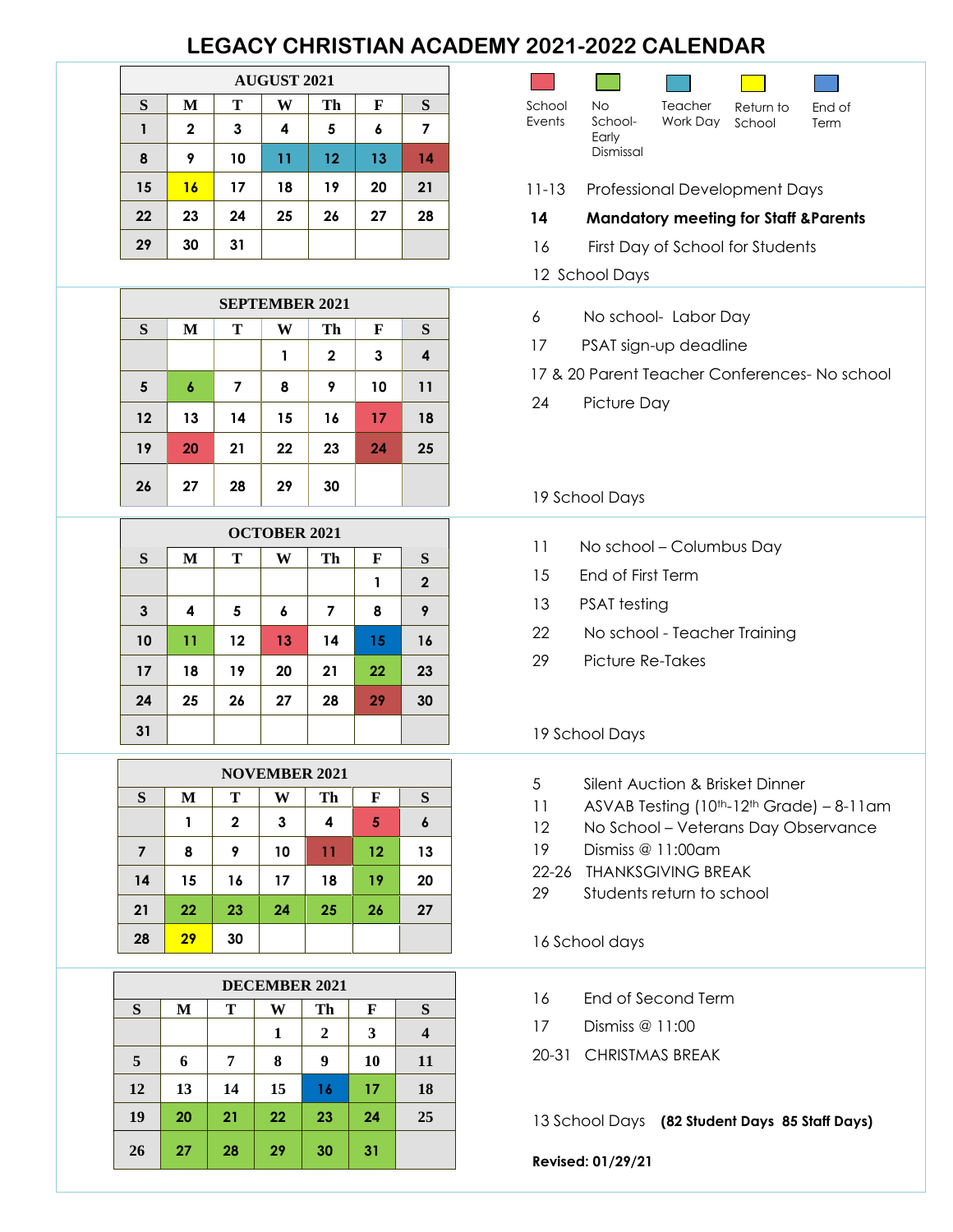# LEGACY CHRISTIAN ACADEMY 2021-2022 CALENDAR

**Legend:** School Events | No School- Early Dismissal | Teacher Work Day | Return to School | End of Term

## AUGUST 2021

| S | M | T | W | Th | F | S |
|---|---|---|---|---|---|---|
| 1 | 2 | 3 | 4 | 5 | 6 | 7 |
| 8 | 9 | 10 | 11 | 12 | 13 | 14 |
| 15 | 16 | 17 | 18 | 19 | 20 | 21 |
| 22 | 23 | 24 | 25 | 26 | 27 | 28 |
| 29 | 30 | 31 | | | | |

11-13 Professional Development Days

**14 Mandatory meeting for Staff &Parents**

16 First Day of School for Students

12 School Days

## SEPTEMBER 2021

| S | M | T | W | Th | F | S |
|---|---|---|---|---|---|---|
| | | | 1 | 2 | 3 | 4 |
| 5 | 6 | 7 | 8 | 9 | 10 | 11 |
| 12 | 13 | 14 | 15 | 16 | 17 | 18 |
| 19 | 20 | 21 | 22 | 23 | 24 | 25 |
| 26 | 27 | 28 | 29 | 30 | | |

6 No school- Labor Day

17 PSAT sign-up deadline

17 & 20 Parent Teacher Conferences- No school

24 Picture Day

19 School Days

## OCTOBER 2021

| S | M | T | W | Th | F | S |
|---|---|---|---|---|---|---|
| | | | | | 1 | 2 |
| 3 | 4 | 5 | 6 | 7 | 8 | 9 |
| 10 | 11 | 12 | 13 | 14 | 15 | 16 |
| 17 | 18 | 19 | 20 | 21 | 22 | 23 |
| 24 | 25 | 26 | 27 | 28 | 29 | 30 |
| 31 | | | | | | |

11 No school – Columbus Day

15 End of First Term

13 PSAT testing

22 No school - Teacher Training

29 Picture Re-Takes

19 School Days

## NOVEMBER 2021

| S | M | T | W | Th | F | S |
|---|---|---|---|---|---|---|
| | 1 | 2 | 3 | 4 | 5 | 6 |
| 7 | 8 | 9 | 10 | 11 | 12 | 13 |
| 14 | 15 | 16 | 17 | 18 | 19 | 20 |
| 21 | 22 | 23 | 24 | 25 | 26 | 27 |
| 28 | 29 | 30 | | | | |

5 Silent Auction & Brisket Dinner

11 ASVAB Testing (10th-12th Grade) – 8-11am

12 No School – Veterans Day Observance

19 Dismiss @ 11:00am

22-26 THANKSGIVING BREAK

29 Students return to school

16 School days

## DECEMBER 2021

| S | M | T | W | Th | F | S |
|---|---|---|---|---|---|---|
| | | | 1 | 2 | 3 | 4 |
| 5 | 6 | 7 | 8 | 9 | 10 | 11 |
| 12 | 13 | 14 | 15 | 16 | 17 | 18 |
| 19 | 20 | 21 | 22 | 23 | 24 | 25 |
| 26 | 27 | 28 | 29 | 30 | 31 | |

16 End of Second Term

17 Dismiss @ 11:00

20-31 CHRISTMAS BREAK

13 School Days **(82 Student Days 85 Staff Days)**

**Revised: 01/29/21**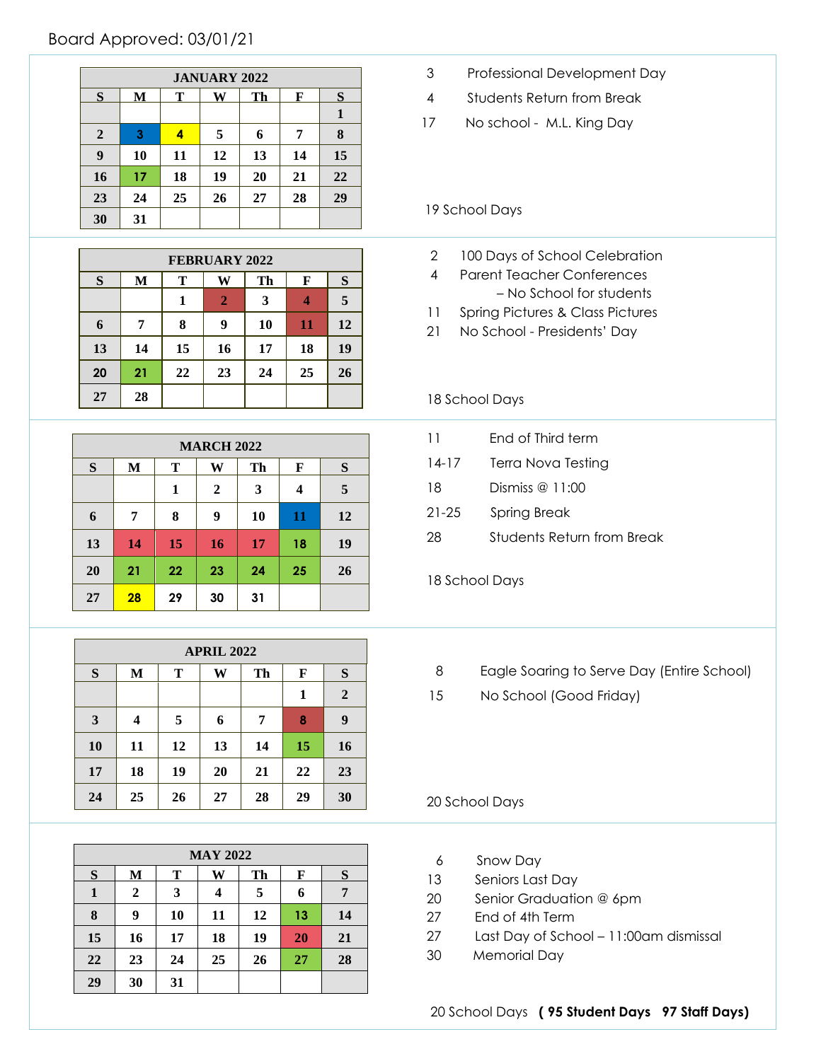Board Approved: 03/01/21

| JANUARY 2022 | | | | | | |
|---|---|---|---|---|---|---|
| S | M | T | W | Th | F | S |
| | | | | | | 1 |
| 2 | 3 | 4 | 5 | 6 | 7 | 8 |
| 9 | 10 | 11 | 12 | 13 | 14 | 15 |
| 16 | 17 | 18 | 19 | 20 | 21 | 22 |
| 23 | 24 | 25 | 26 | 27 | 28 | 29 |
| 30 | 31 | | | | | |

3 Professional Development Day

4 Students Return from Break

17 No school - M.L. King Day

19 School Days

| FEBRUARY 2022 | | | | | | |
|---|---|---|---|---|---|---|
| S | M | T | W | Th | F | S |
| | | 1 | 2 | 3 | 4 | 5 |
| 6 | 7 | 8 | 9 | 10 | 11 | 12 |
| 13 | 14 | 15 | 16 | 17 | 18 | 19 |
| 20 | 21 | 22 | 23 | 24 | 25 | 26 |
| 27 | 28 | | | | | |

2 100 Days of School Celebration

4 Parent Teacher Conferences – No School for students

11 Spring Pictures & Class Pictures

21 No School - Presidents' Day

18 School Days

| MARCH 2022 | | | | | | |
|---|---|---|---|---|---|---|
| S | M | T | W | Th | F | S |
| | | 1 | 2 | 3 | 4 | 5 |
| 6 | 7 | 8 | 9 | 10 | 11 | 12 |
| 13 | 14 | 15 | 16 | 17 | 18 | 19 |
| 20 | 21 | 22 | 23 | 24 | 25 | 26 |
| 27 | 28 | 29 | 30 | 31 | | |

11 End of Third term

14-17 Terra Nova Testing

18 Dismiss @ 11:00

21-25 Spring Break

28 Students Return from Break

18 School Days

| APRIL 2022 | | | | | | |
|---|---|---|---|---|---|---|
| S | M | T | W | Th | F | S |
| | | | | | 1 | 2 |
| 3 | 4 | 5 | 6 | 7 | 8 | 9 |
| 10 | 11 | 12 | 13 | 14 | 15 | 16 |
| 17 | 18 | 19 | 20 | 21 | 22 | 23 |
| 24 | 25 | 26 | 27 | 28 | 29 | 30 |

8 Eagle Soaring to Serve Day (Entire School)

15 No School (Good Friday)

20 School Days

| MAY 2022 | | | | | | |
|---|---|---|---|---|---|---|
| S | M | T | W | Th | F | S |
| 1 | 2 | 3 | 4 | 5 | 6 | 7 |
| 8 | 9 | 10 | 11 | 12 | 13 | 14 |
| 15 | 16 | 17 | 18 | 19 | 20 | 21 |
| 22 | 23 | 24 | 25 | 26 | 27 | 28 |
| 29 | 30 | 31 | | | | |

6 Snow Day

13 Seniors Last Day

20 Senior Graduation @ 6pm

27 End of 4th Term

27 Last Day of School – 11:00am dismissal

30 Memorial Day

20 School Days **( 95 Student Days 97 Staff Days)**